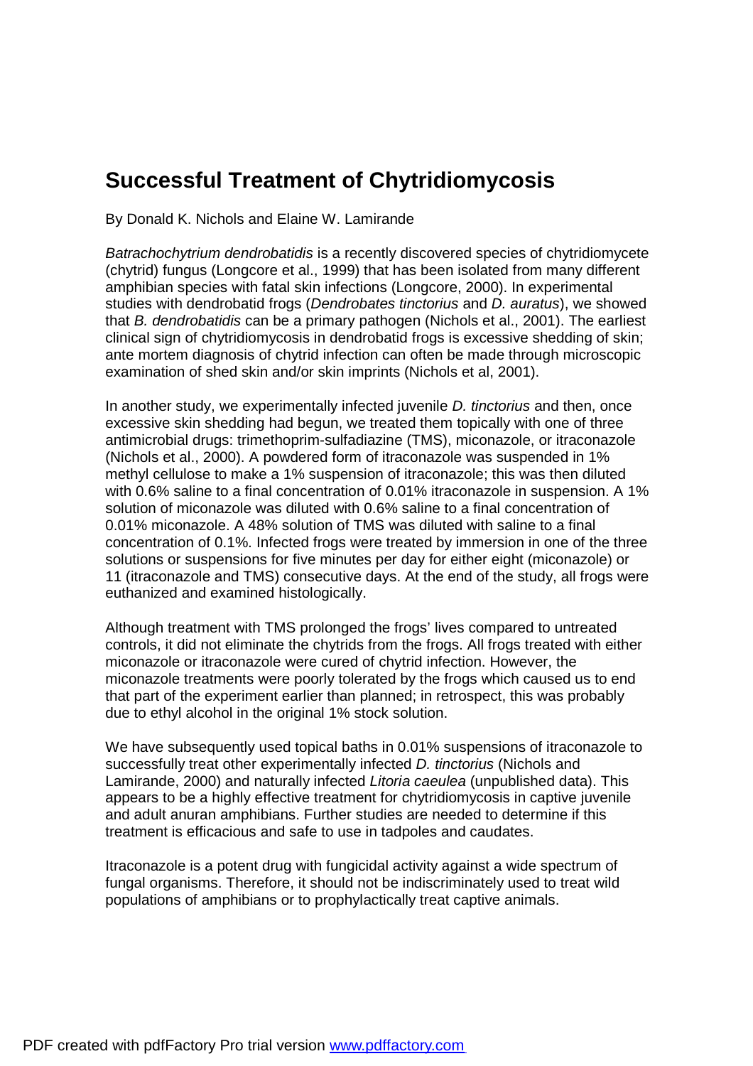# Successful Treatment of Chytridiomycosis

By Donald K. Nichols and Elaine W. Lamirande

*Batrachochytrium dendrobatidis* is a recently discovered species of chytridiomycete (chytrid) fungus (Longcore et al., 1999) that has been isolated from many different amphibian species with fatal skin infections (Longcore, 2000). In experimental studies with dendrobatid frogs (*Dendrobates tinctorius* and *D. auratus*), we showed that *B. dendrobatidis* can be a primary pathogen (Nichols et al., 2001). The earliest clinical sign of chytridiomycosis in dendrobatid frogs is excessive shedding of skin; ante mortem diagnosis of chytrid infection can often be made through microscopic examination of shed skin and/or skin imprints (Nichols et al, 2001).

In another study, we experimentally infected juvenile *D. tinctorius* and then, once excessive skin shedding had begun, we treated them topically with one of three antimicrobial drugs: trimethoprim-sulfadiazine (TMS), miconazole, or itraconazole (Nichols et al., 2000). A powdered form of itraconazole was suspended in 1% methyl cellulose to make a 1% suspension of itraconazole; this was then diluted with 0.6% saline to a final concentration of 0.01% itraconazole in suspension. A 1% solution of miconazole was diluted with 0.6% saline to a final concentration of 0.01% miconazole. A 48% solution of TMS was diluted with saline to a final concentration of 0.1%. Infected frogs were treated by immersion in one of the three solutions or suspensions for five minutes per day for either eight (miconazole) or 11 (itraconazole and TMS) consecutive days. At the end of the study, all frogs were euthanized and examined histologically.

Although treatment with TMS prolonged the frogs' lives compared to untreated controls, it did not eliminate the chytrids from the frogs. All frogs treated with either miconazole or itraconazole were cured of chytrid infection. However, the miconazole treatments were poorly tolerated by the frogs which caused us to end that part of the experiment earlier than planned; in retrospect, this was probably due to ethyl alcohol in the original 1% stock solution.

We have subsequently used topical baths in 0.01% suspensions of itraconazole to successfully treat other experimentally infected *D. tinctorius* (Nichols and Lamirande, 2000) and naturally infected *Litoria caeulea* (unpublished data). This appears to be a highly effective treatment for chytridiomycosis in captive juvenile and adult anuran amphibians. Further studies are needed to determine if this treatment is efficacious and safe to use in tadpoles and caudates.

Itraconazole is a potent drug with fungicidal activity against a wide spectrum of fungal organisms. Therefore, it should not be indiscriminately used to treat wild populations of amphibians or to prophylactically treat captive animals.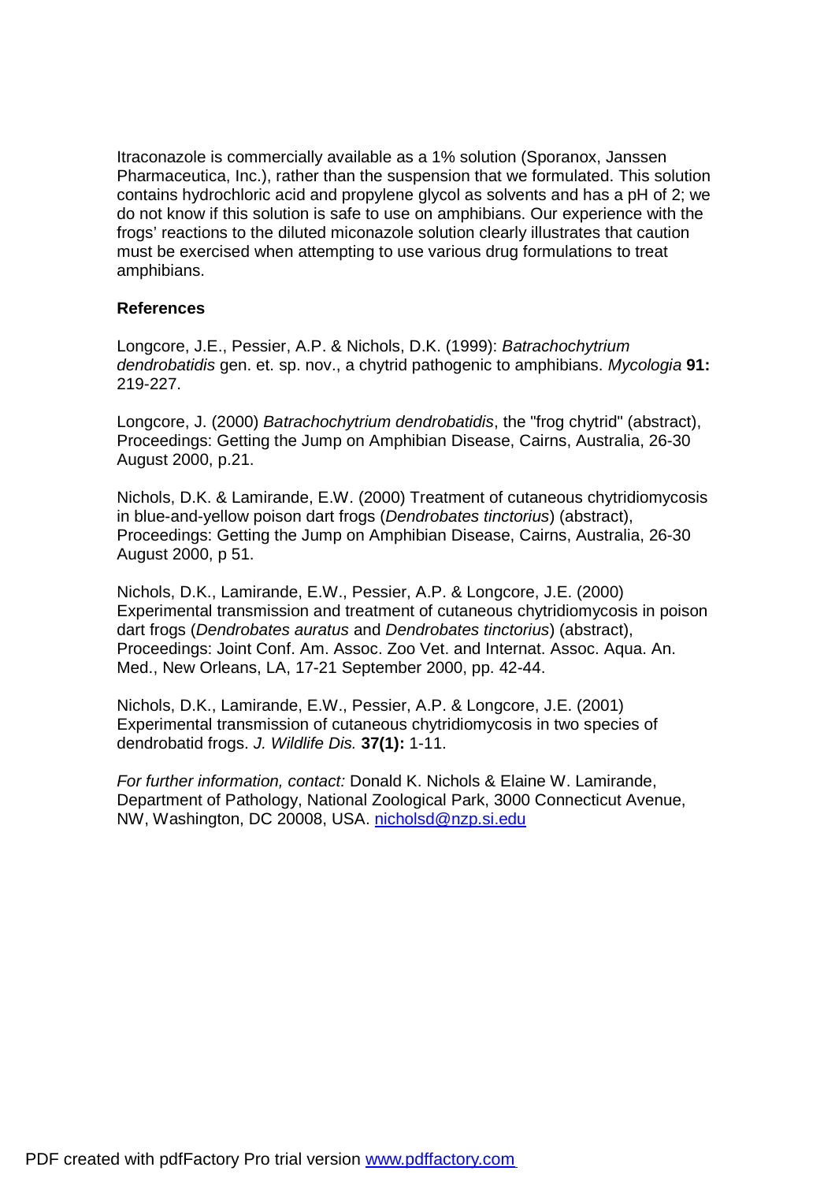Itraconazole is commercially available as a 1% solution (Sporanox, Janssen Pharmaceutica, Inc.), rather than the suspension that we formulated. This solution contains hydrochloric acid and propylene glycol as solvents and has a pH of 2; we do not know if this solution is safe to use on amphibians. Our experience with the frogs' reactions to the diluted miconazole solution clearly illustrates that caution must be exercised when attempting to use various drug formulations to treat amphibians.

**References**

Longcore, J.E., Pessier, A.P. & Nichols, D.K. (1999): *Batrachochytrium dendrobatidis* gen. et. sp. nov., a chytrid pathogenic to amphibians. *Mycologia* **91:** 219-227.

Longcore, J. (2000) *Batrachochytrium dendrobatidis*, the "frog chytrid" (abstract), Proceedings: Getting the Jump on Amphibian Disease, Cairns, Australia, 26-30 August 2000, p.21.

Nichols, D.K. & Lamirande, E.W. (2000) Treatment of cutaneous chytridiomycosis in blue-and-yellow poison dart frogs (*Dendrobates tinctorius*) (abstract), Proceedings: Getting the Jump on Amphibian Disease, Cairns, Australia, 26-30 August 2000, p 51.

Nichols, D.K., Lamirande, E.W., Pessier, A.P. & Longcore, J.E. (2000) Experimental transmission and treatment of cutaneous chytridiomycosis in poison dart frogs (*Dendrobates auratus* and *Dendrobates tinctorius*) (abstract), Proceedings: Joint Conf. Am. Assoc. Zoo Vet. and Internat. Assoc. Aqua. An. Med., New Orleans, LA, 17-21 September 2000, pp. 42-44.

Nichols, D.K., Lamirande, E.W., Pessier, A.P. & Longcore, J.E. (2001) Experimental transmission of cutaneous chytridiomycosis in two species of dendrobatid frogs. *J. Wildlife Dis.* **37(1):** 1-11.

*For further information, contact:* Donald K. Nichols & Elaine W. Lamirande, Department of Pathology, National Zoological Park, 3000 Connecticut Avenue, NW, Washington, DC 20008, USA. nicholsd@nzp.si.edu